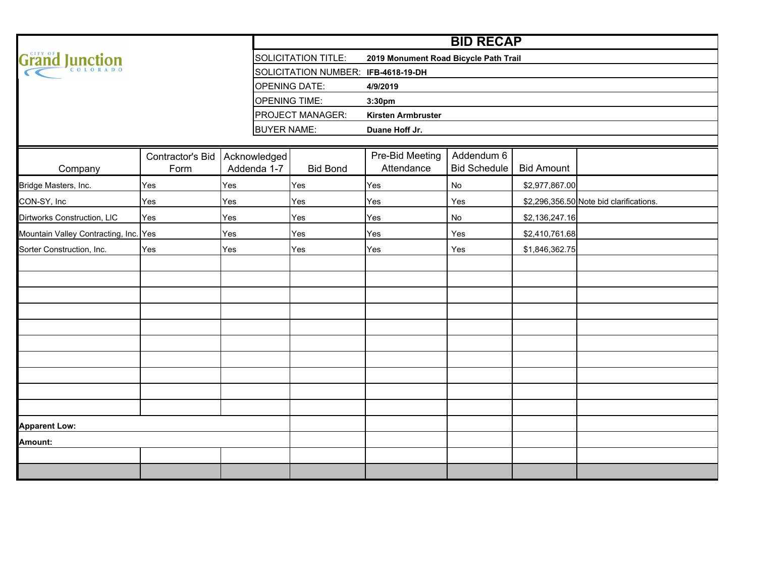City of Grand Junction Colorado

# BID RECAP

| | |
|---|---|
| SOLICITATION TITLE: | **2019 Monument Road Bicycle Path Trail** |
| SOLICITATION NUMBER: | **IFB-4618-19-DH** |
| OPENING DATE: | **4/9/2019** |
| OPENING TIME: | **3:30pm** |
| PROJECT MANAGER: | **Kirsten Armbruster** |
| BUYER NAME: | **Duane Hoff Jr.** |

| Company | Contractor's Bid Form | Acknowledged Addenda 1-7 | Bid Bond | Pre-Bid Meeting Attendance | Addendum 6 Bid Schedule | Bid Amount | |
|---|---|---|---|---|---|---|---|
| Bridge Masters, Inc. | Yes | Yes | Yes | Yes | No | $2,977,867.00 | |
| CON-SY, Inc | Yes | Yes | Yes | Yes | Yes | $2,296,356.50 | Note bid clarifications. |
| Dirtworks Construction, LIC | Yes | Yes | Yes | Yes | No | $2,136,247.16 | |
| Mountain Valley Contracting, Inc. | Yes | Yes | Yes | Yes | Yes | $2,410,761.68 | |
| Sorter Construction, Inc. | Yes | Yes | Yes | Yes | Yes | $1,846,362.75 | |
| **Apparent Low:** | | | | | | | |
| **Amount:** | | | | | | | |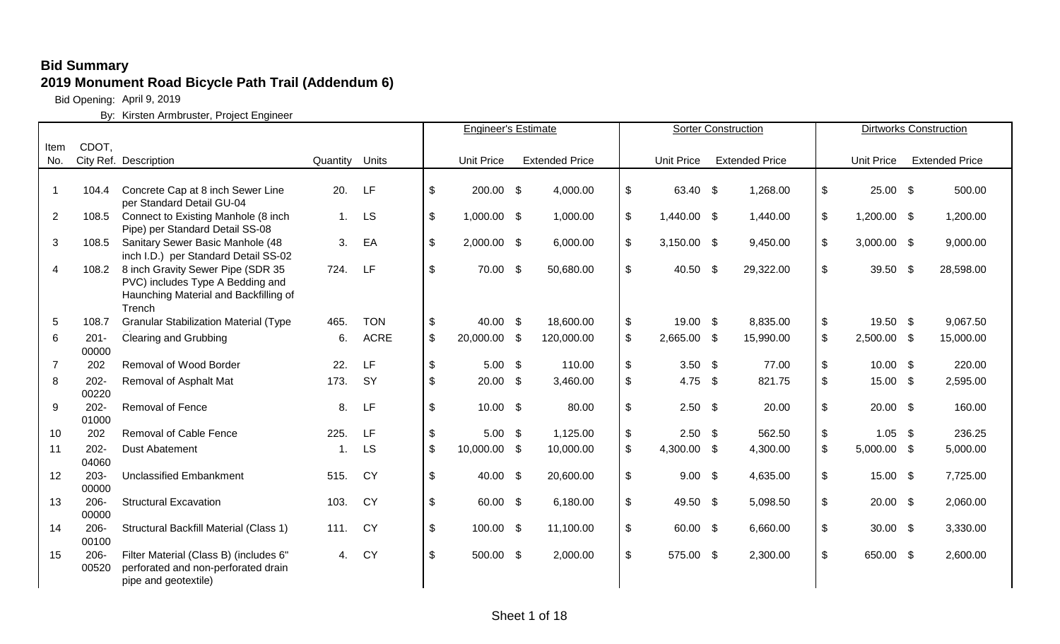**Bid Summary**

**2019 Monument Road Bicycle Path Trail (Addendum 6)**

Bid Opening: April 9, 2019

By: Kirsten Armbruster, Project Engineer

| Item No. | CDOT, City Ref. | Description | Quantity | Units | Engineer's Estimate | | Sorter Construction | | Dirtworks Construction | |
|---|---|---|---|---|---|---|---|---|---|---|
| | | | | | Unit Price | Extended Price | Unit Price | Extended Price | Unit Price | Extended Price |
| 1 | 104.4 | Concrete Cap at 8 inch Sewer Line per Standard Detail GU-04 | 20. | LF | $ 200.00 | $ 4,000.00 | $ 63.40 | $ 1,268.00 | $ 25.00 | $ 500.00 |
| 2 | 108.5 | Connect to Existing Manhole (8 inch Pipe) per Standard Detail SS-08 | 1. | LS | $ 1,000.00 | $ 1,000.00 | $ 1,440.00 | $ 1,440.00 | $ 1,200.00 | $ 1,200.00 |
| 3 | 108.5 | Sanitary Sewer Basic Manhole (48 inch I.D.) per Standard Detail SS-02 | 3. | EA | $ 2,000.00 | $ 6,000.00 | $ 3,150.00 | $ 9,450.00 | $ 3,000.00 | $ 9,000.00 |
| 4 | 108.2 | 8 inch Gravity Sewer Pipe (SDR 35 PVC) includes Type A Bedding and Haunching Material and Backfilling of Trench | 724. | LF | $ 70.00 | $ 50,680.00 | $ 40.50 | $ 29,322.00 | $ 39.50 | $ 28,598.00 |
| 5 | 108.7 | Granular Stabilization Material (Type | 465. | TON | $ 40.00 | $ 18,600.00 | $ 19.00 | $ 8,835.00 | $ 19.50 | $ 9,067.50 |
| 6 | 201-00000 | Clearing and Grubbing | 6. | ACRE | $ 20,000.00 | $ 120,000.00 | $ 2,665.00 | $ 15,990.00 | $ 2,500.00 | $ 15,000.00 |
| 7 | 202 | Removal of Wood Border | 22. | LF | $ 5.00 | $ 110.00 | $ 3.50 | $ 77.00 | $ 10.00 | $ 220.00 |
| 8 | 202-00220 | Removal of Asphalt Mat | 173. | SY | $ 20.00 | $ 3,460.00 | $ 4.75 | $ 821.75 | $ 15.00 | $ 2,595.00 |
| 9 | 202-01000 | Removal of Fence | 8. | LF | $ 10.00 | $ 80.00 | $ 2.50 | $ 20.00 | $ 20.00 | $ 160.00 |
| 10 | 202 | Removal of Cable Fence | 225. | LF | $ 5.00 | $ 1,125.00 | $ 2.50 | $ 562.50 | $ 1.05 | $ 236.25 |
| 11 | 202-04060 | Dust Abatement | 1. | LS | $ 10,000.00 | $ 10,000.00 | $ 4,300.00 | $ 4,300.00 | $ 5,000.00 | $ 5,000.00 |
| 12 | 203-00000 | Unclassified Embankment | 515. | CY | $ 40.00 | $ 20,600.00 | $ 9.00 | $ 4,635.00 | $ 15.00 | $ 7,725.00 |
| 13 | 206-00000 | Structural Excavation | 103. | CY | $ 60.00 | $ 6,180.00 | $ 49.50 | $ 5,098.50 | $ 20.00 | $ 2,060.00 |
| 14 | 206-00100 | Structural Backfill Material (Class 1) | 111. | CY | $ 100.00 | $ 11,100.00 | $ 60.00 | $ 6,660.00 | $ 30.00 | $ 3,330.00 |
| 15 | 206-00520 | Filter Material (Class B) (includes 6" perforated and non-perforated drain pipe and geotextile) | 4. | CY | $ 500.00 | $ 2,000.00 | $ 575.00 | $ 2,300.00 | $ 650.00 | $ 2,600.00 |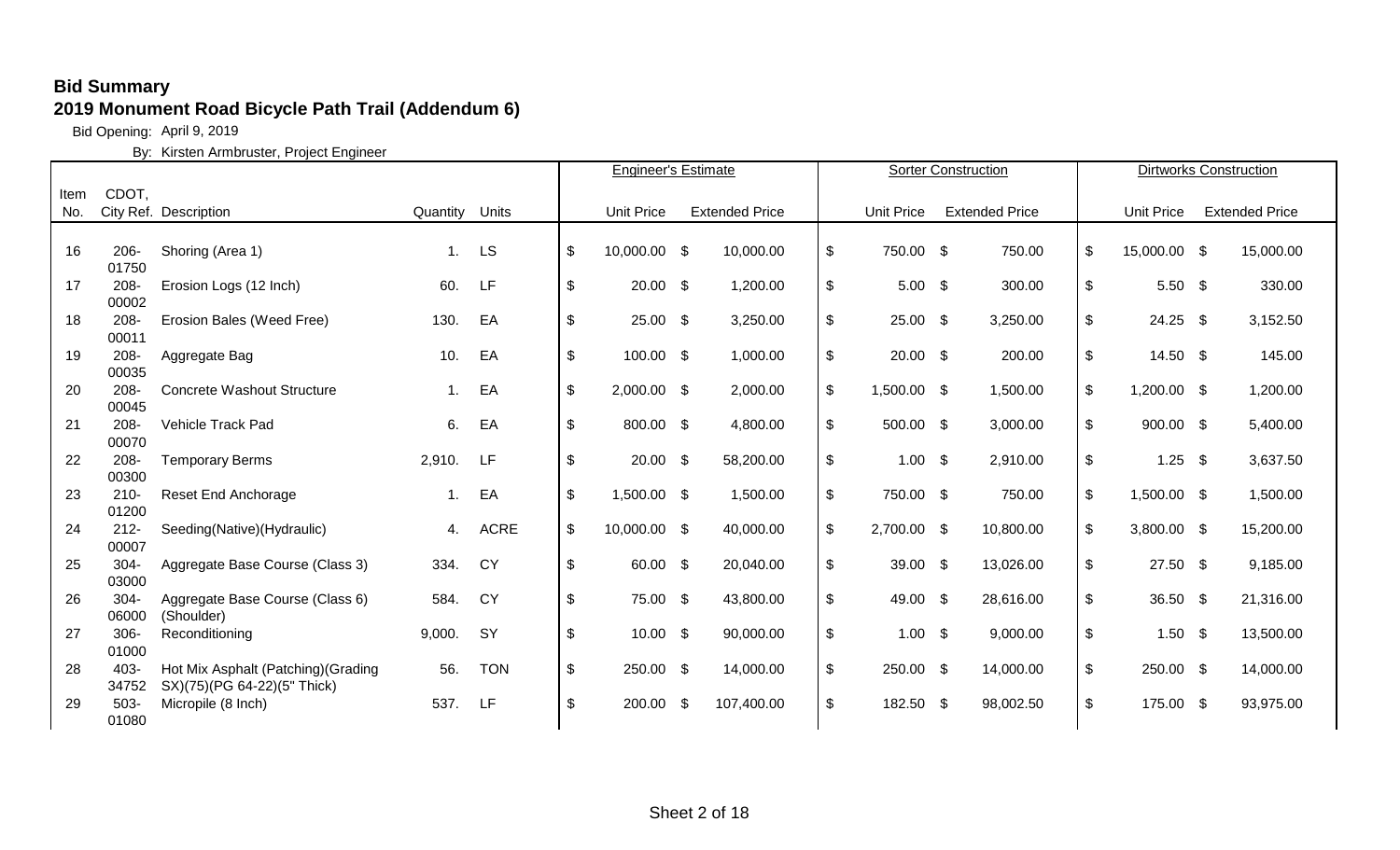## Bid Summary

## 2019 Monument Road Bicycle Path Trail (Addendum 6)

Bid Opening: April 9, 2019

By: Kirsten Armbruster, Project Engineer

| Item No. | CDOT, City Ref. | Description | Quantity | Units | Engineer's Estimate Unit Price | Engineer's Estimate Extended Price | Sorter Construction Unit Price | Sorter Construction Extended Price | Dirtworks Construction Unit Price | Dirtworks Construction Extended Price |
|---|---|---|---|---|---|---|---|---|---|---|
| 16 | 206-01750 | Shoring (Area 1) | 1. | LS | $ 10,000.00 | $ 10,000.00 | $ 750.00 | $ 750.00 | $ 15,000.00 | $ 15,000.00 |
| 17 | 208-00002 | Erosion Logs (12 Inch) | 60. | LF | $ 20.00 | $ 1,200.00 | $ 5.00 | $ 300.00 | $ 5.50 | $ 330.00 |
| 18 | 208-00011 | Erosion Bales (Weed Free) | 130. | EA | $ 25.00 | $ 3,250.00 | $ 25.00 | $ 3,250.00 | $ 24.25 | $ 3,152.50 |
| 19 | 208-00035 | Aggregate Bag | 10. | EA | $ 100.00 | $ 1,000.00 | $ 20.00 | $ 200.00 | $ 14.50 | $ 145.00 |
| 20 | 208-00045 | Concrete Washout Structure | 1. | EA | $ 2,000.00 | $ 2,000.00 | $ 1,500.00 | $ 1,500.00 | $ 1,200.00 | $ 1,200.00 |
| 21 | 208-00070 | Vehicle Track Pad | 6. | EA | $ 800.00 | $ 4,800.00 | $ 500.00 | $ 3,000.00 | $ 900.00 | $ 5,400.00 |
| 22 | 208-00300 | Temporary Berms | 2,910. | LF | $ 20.00 | $ 58,200.00 | $ 1.00 | $ 2,910.00 | $ 1.25 | $ 3,637.50 |
| 23 | 210-01200 | Reset End Anchorage | 1. | EA | $ 1,500.00 | $ 1,500.00 | $ 750.00 | $ 750.00 | $ 1,500.00 | $ 1,500.00 |
| 24 | 212-00007 | Seeding(Native)(Hydraulic) | 4. | ACRE | $ 10,000.00 | $ 40,000.00 | $ 2,700.00 | $ 10,800.00 | $ 3,800.00 | $ 15,200.00 |
| 25 | 304-03000 | Aggregate Base Course (Class 3) | 334. | CY | $ 60.00 | $ 20,040.00 | $ 39.00 | $ 13,026.00 | $ 27.50 | $ 9,185.00 |
| 26 | 304-06000 | Aggregate Base Course (Class 6) (Shoulder) | 584. | CY | $ 75.00 | $ 43,800.00 | $ 49.00 | $ 28,616.00 | $ 36.50 | $ 21,316.00 |
| 27 | 306-01000 | Reconditioning | 9,000. | SY | $ 10.00 | $ 90,000.00 | $ 1.00 | $ 9,000.00 | $ 1.50 | $ 13,500.00 |
| 28 | 403-34752 | Hot Mix Asphalt (Patching)(Grading SX)(75)(PG 64-22)(5" Thick) | 56. | TON | $ 250.00 | $ 14,000.00 | $ 250.00 | $ 14,000.00 | $ 250.00 | $ 14,000.00 |
| 29 | 503-01080 | Micropile (8 Inch) | 537. | LF | $ 200.00 | $ 107,400.00 | $ 182.50 | $ 98,002.50 | $ 175.00 | $ 93,975.00 |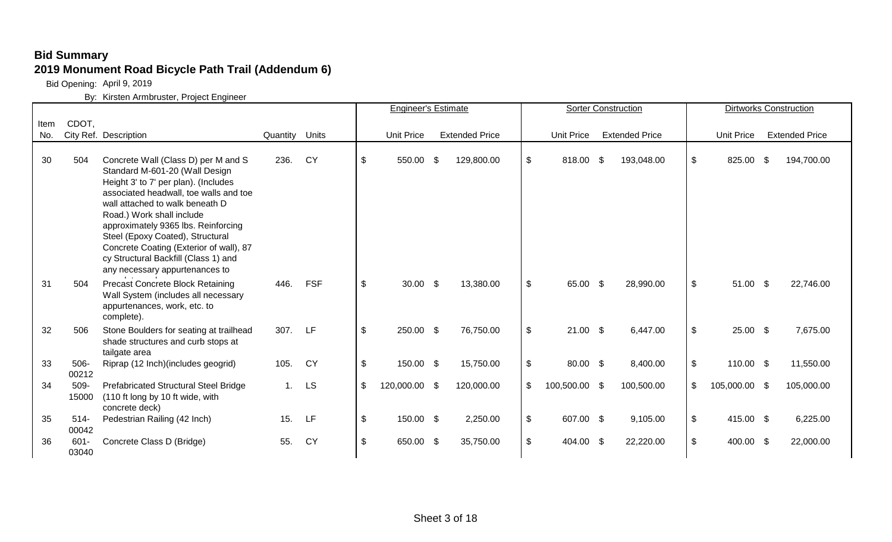**Bid Summary**

**2019 Monument Road Bicycle Path Trail (Addendum 6)**

Bid Opening: April 9, 2019

By: Kirsten Armbruster, Project Engineer

| Item No. | CDOT, City Ref. | Description | Quantity | Units | Engineer's Estimate Unit Price | Engineer's Estimate Extended Price | Sorter Construction Unit Price | Sorter Construction Extended Price | Dirtworks Construction Unit Price | Dirtworks Construction Extended Price |
|---|---|---|---|---|---|---|---|---|---|---|
| 30 | 504 | Concrete Wall (Class D) per M and S Standard M-601-20 (Wall Design Height 3' to 7' per plan). (Includes associated headwall, toe walls and toe wall attached to walk beneath D Road.) Work shall include approximately 9365 lbs. Reinforcing Steel (Epoxy Coated), Structural Concrete Coating (Exterior of wall), 87 cy Structural Backfill (Class 1) and any necessary appurtenances to | 236. | CY | $ 550.00 | $ 129,800.00 | $ 818.00 | $ 193,048.00 | $ 825.00 | $ 194,700.00 |
| 31 | 504 | Precast Concrete Block Retaining Wall System (includes all necessary appurtenances, work, etc. to complete). | 446. | FSF | $ 30.00 | $ 13,380.00 | $ 65.00 | $ 28,990.00 | $ 51.00 | $ 22,746.00 |
| 32 | 506 | Stone Boulders for seating at trailhead shade structures and curb stops at tailgate area | 307. | LF | $ 250.00 | $ 76,750.00 | $ 21.00 | $ 6,447.00 | $ 25.00 | $ 7,675.00 |
| 33 | 506-00212 | Riprap (12 Inch)(includes geogrid) | 105. | CY | $ 150.00 | $ 15,750.00 | $ 80.00 | $ 8,400.00 | $ 110.00 | $ 11,550.00 |
| 34 | 509-15000 | Prefabricated Structural Steel Bridge (110 ft long by 10 ft wide, with concrete deck) | 1. | LS | $ 120,000.00 | $ 120,000.00 | $ 100,500.00 | $ 100,500.00 | $ 105,000.00 | $ 105,000.00 |
| 35 | 514-00042 | Pedestrian Railing (42 Inch) | 15. | LF | $ 150.00 | $ 2,250.00 | $ 607.00 | $ 9,105.00 | $ 415.00 | $ 6,225.00 |
| 36 | 601-03040 | Concrete Class D (Bridge) | 55. | CY | $ 650.00 | $ 35,750.00 | $ 404.00 | $ 22,220.00 | $ 400.00 | $ 22,000.00 |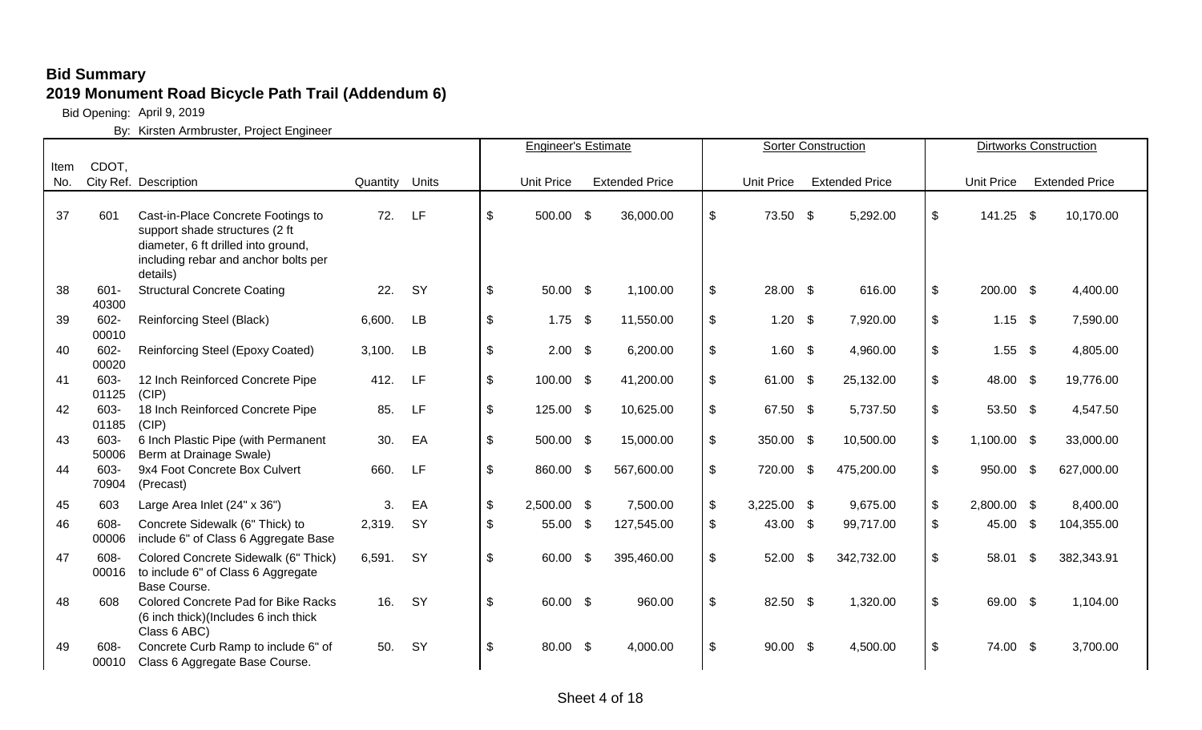**Bid Summary**

**2019 Monument Road Bicycle Path Trail (Addendum 6)**

Bid Opening: April 9, 2019

By: Kirsten Armbruster, Project Engineer

| Item No. | CDOT, City Ref. | Description | Quantity | Units | Engineer's Estimate Unit Price | Engineer's Estimate Extended Price | Sorter Construction Unit Price | Sorter Construction Extended Price | Dirtworks Construction Unit Price | Dirtworks Construction Extended Price |
|---|---|---|---|---|---|---|---|---|---|---|
| 37 | 601 | Cast-in-Place Concrete Footings to support shade structures (2 ft diameter, 6 ft drilled into ground, including rebar and anchor bolts per details) | 72. | LF | $ 500.00 | $ 36,000.00 | $ 73.50 | $ 5,292.00 | $ 141.25 | $ 10,170.00 |
| 38 | 601-40300 | Structural Concrete Coating | 22. | SY | $ 50.00 | $ 1,100.00 | $ 28.00 | $ 616.00 | $ 200.00 | $ 4,400.00 |
| 39 | 602-00010 | Reinforcing Steel (Black) | 6,600. | LB | $ 1.75 | $ 11,550.00 | $ 1.20 | $ 7,920.00 | $ 1.15 | $ 7,590.00 |
| 40 | 602-00020 | Reinforcing Steel (Epoxy Coated) | 3,100. | LB | $ 2.00 | $ 6,200.00 | $ 1.60 | $ 4,960.00 | $ 1.55 | $ 4,805.00 |
| 41 | 603-01125 | 12 Inch Reinforced Concrete Pipe (CIP) | 412. | LF | $ 100.00 | $ 41,200.00 | $ 61.00 | $ 25,132.00 | $ 48.00 | $ 19,776.00 |
| 42 | 603-01185 | 18 Inch Reinforced Concrete Pipe (CIP) | 85. | LF | $ 125.00 | $ 10,625.00 | $ 67.50 | $ 5,737.50 | $ 53.50 | $ 4,547.50 |
| 43 | 603-50006 | 6 Inch Plastic Pipe (with Permanent Berm at Drainage Swale) | 30. | EA | $ 500.00 | $ 15,000.00 | $ 350.00 | $ 10,500.00 | $ 1,100.00 | $ 33,000.00 |
| 44 | 603-70904 | 9x4 Foot Concrete Box Culvert (Precast) | 660. | LF | $ 860.00 | $ 567,600.00 | $ 720.00 | $ 475,200.00 | $ 950.00 | $ 627,000.00 |
| 45 | 603 | Large Area Inlet (24" x 36") | 3. | EA | $ 2,500.00 | $ 7,500.00 | $ 3,225.00 | $ 9,675.00 | $ 2,800.00 | $ 8,400.00 |
| 46 | 608-00006 | Concrete Sidewalk (6" Thick) to include 6" of Class 6 Aggregate Base | 2,319. | SY | $ 55.00 | $ 127,545.00 | $ 43.00 | $ 99,717.00 | $ 45.00 | $ 104,355.00 |
| 47 | 608-00016 | Colored Concrete Sidewalk (6" Thick) to include 6" of Class 6 Aggregate Base Course. | 6,591. | SY | $ 60.00 | $ 395,460.00 | $ 52.00 | $ 342,732.00 | $ 58.01 | $ 382,343.91 |
| 48 | 608 | Colored Concrete Pad for Bike Racks (6 inch thick)(Includes 6 inch thick Class 6 ABC) | 16. | SY | $ 60.00 | $ 960.00 | $ 82.50 | $ 1,320.00 | $ 69.00 | $ 1,104.00 |
| 49 | 608-00010 | Concrete Curb Ramp to include 6" of Class 6 Aggregate Base Course. | 50. | SY | $ 80.00 | $ 4,000.00 | $ 90.00 | $ 4,500.00 | $ 74.00 | $ 3,700.00 |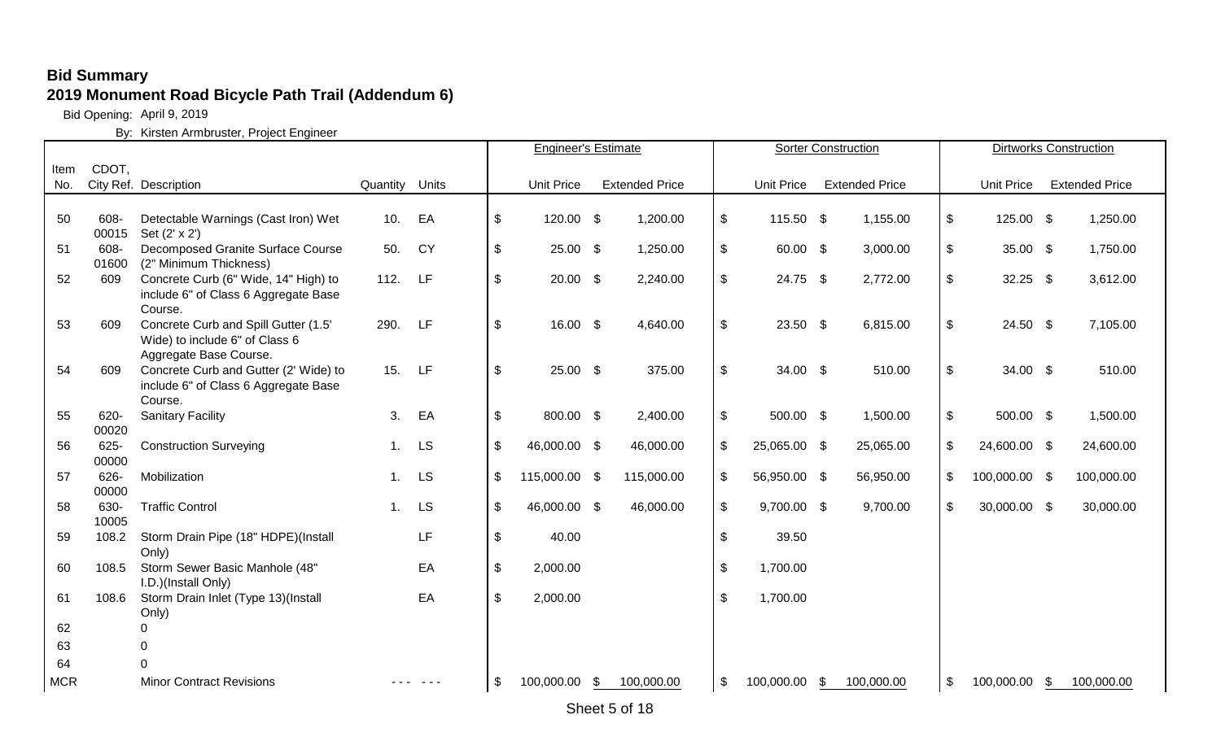**Bid Summary**

**2019 Monument Road Bicycle Path Trail (Addendum 6)**

Bid Opening: April 9, 2019

By: Kirsten Armbruster, Project Engineer

| | | | | | Engineer's Estimate | | Sorter Construction | | Dirtworks Construction | |
|---|---|---|---|---|---|---|---|---|---|---|
| Item No. | CDOT, City Ref. | Description | Quantity | Units | Unit Price | Extended Price | Unit Price | Extended Price | Unit Price | Extended Price |
| 50 | 608-00015 | Detectable Warnings (Cast Iron) Wet Set (2' x 2') | 10. | EA | $ 120.00 | $ 1,200.00 | $ 115.50 | $ 1,155.00 | $ 125.00 | $ 1,250.00 |
| 51 | 608-01600 | Decomposed Granite Surface Course (2" Minimum Thickness) | 50. | CY | $ 25.00 | $ 1,250.00 | $ 60.00 | $ 3,000.00 | $ 35.00 | $ 1,750.00 |
| 52 | 609 | Concrete Curb (6" Wide, 14" High) to include 6" of Class 6 Aggregate Base Course. | 112. | LF | $ 20.00 | $ 2,240.00 | $ 24.75 | $ 2,772.00 | $ 32.25 | $ 3,612.00 |
| 53 | 609 | Concrete Curb and Spill Gutter (1.5' Wide) to include 6" of Class 6 Aggregate Base Course. | 290. | LF | $ 16.00 | $ 4,640.00 | $ 23.50 | $ 6,815.00 | $ 24.50 | $ 7,105.00 |
| 54 | 609 | Concrete Curb and Gutter (2' Wide) to include 6" of Class 6 Aggregate Base Course. | 15. | LF | $ 25.00 | $ 375.00 | $ 34.00 | $ 510.00 | $ 34.00 | $ 510.00 |
| 55 | 620-00020 | Sanitary Facility | 3. | EA | $ 800.00 | $ 2,400.00 | $ 500.00 | $ 1,500.00 | $ 500.00 | $ 1,500.00 |
| 56 | 625-00000 | Construction Surveying | 1. | LS | $ 46,000.00 | $ 46,000.00 | $ 25,065.00 | $ 25,065.00 | $ 24,600.00 | $ 24,600.00 |
| 57 | 626-00000 | Mobilization | 1. | LS | $ 115,000.00 | $ 115,000.00 | $ 56,950.00 | $ 56,950.00 | $ 100,000.00 | $ 100,000.00 |
| 58 | 630-10005 | Traffic Control | 1. | LS | $ 46,000.00 | $ 46,000.00 | $ 9,700.00 | $ 9,700.00 | $ 30,000.00 | $ 30,000.00 |
| 59 | 108.2 | Storm Drain Pipe (18" HDPE)(Install Only) | | LF | $ 40.00 | | $ 39.50 | | | |
| 60 | 108.5 | Storm Sewer Basic Manhole (48" I.D.)(Install Only) | | EA | $ 2,000.00 | | $ 1,700.00 | | | |
| 61 | 108.6 | Storm Drain Inlet (Type 13)(Install Only) | | EA | $ 2,000.00 | | $ 1,700.00 | | | |
| 62 | | 0 | | | | | | | | |
| 63 | | 0 | | | | | | | | |
| 64 | | 0 | | | | | | | | |
| MCR | | Minor Contract Revisions | --- | --- | $ 100,000.00 | $ 100,000.00 | $ 100,000.00 | $ 100,000.00 | $ 100,000.00 | $ 100,000.00 |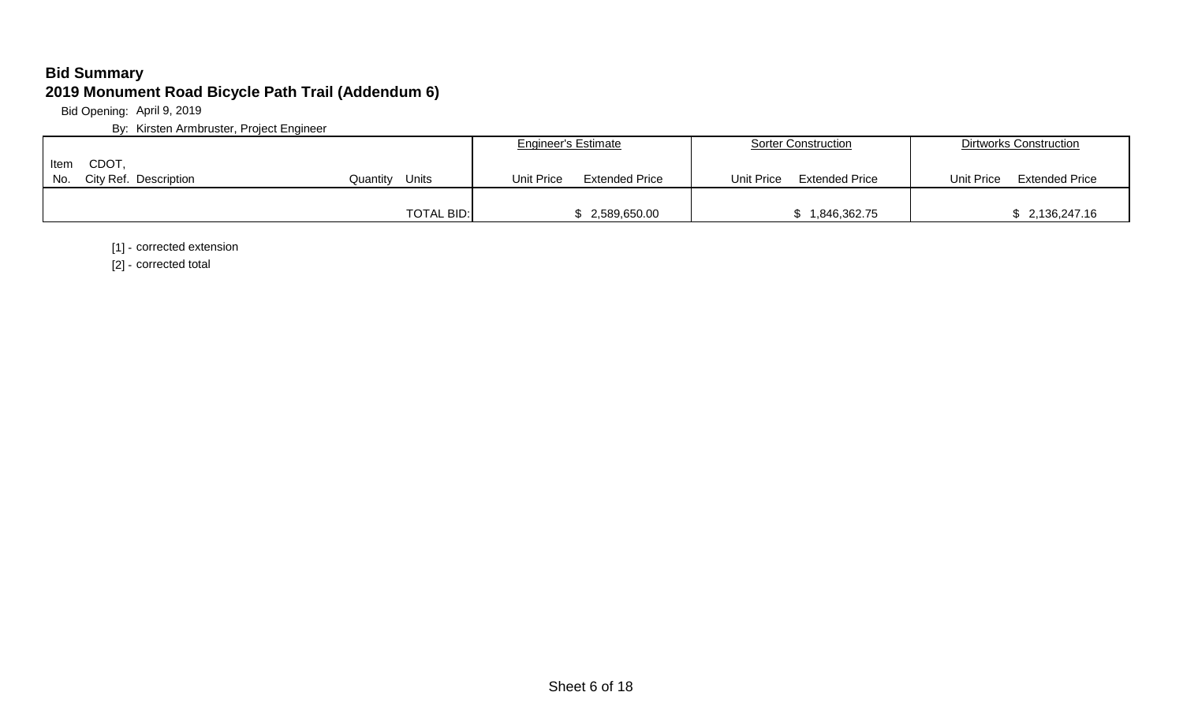**Bid Summary**

**2019 Monument Road Bicycle Path Trail (Addendum 6)**

Bid Opening: April 9, 2019

By: Kirsten Armbruster, Project Engineer

| | | | | | Engineer's Estimate | | Sorter Construction | | Dirtworks Construction | |
|---|---|---|---|---|---|---|---|---|---|---|
| Item No. | CDOT, City Ref. | Description | Quantity | Units | Unit Price | Extended Price | Unit Price | Extended Price | Unit Price | Extended Price |
| | | | | TOTAL BID: | | $ 2,589,650.00 | | $ 1,846,362.75 | | $ 2,136,247.16 |

[1] - corrected extension

[2] - corrected total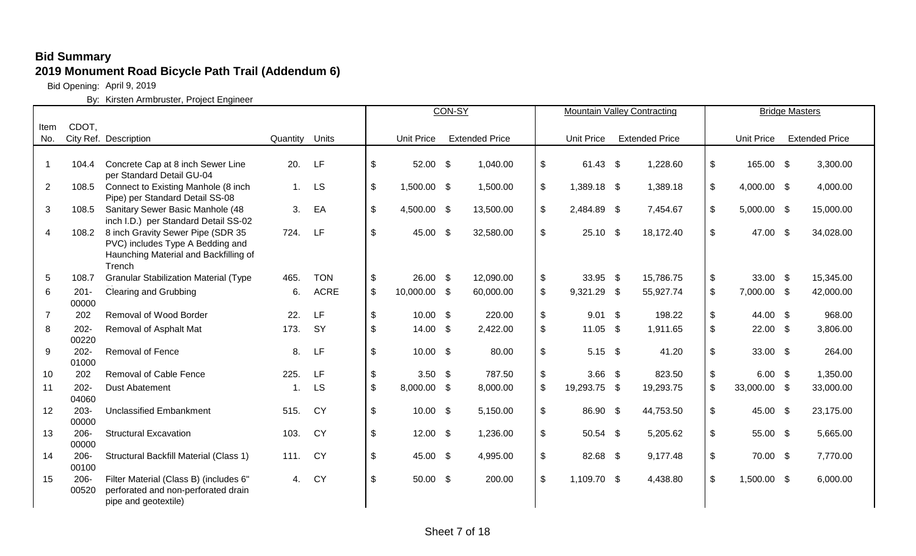**Bid Summary**

**2019 Monument Road Bicycle Path Trail (Addendum 6)**

Bid Opening: April 9, 2019

By: Kirsten Armbruster, Project Engineer

| Item No. | CDOT, City Ref. | Description | Quantity | Units | CON-SY Unit Price | CON-SY Extended Price | Mountain Valley Contracting Unit Price | Mountain Valley Contracting Extended Price | Bridge Masters Unit Price | Bridge Masters Extended Price |
|---|---|---|---|---|---|---|---|---|---|---|
| 1 | 104.4 | Concrete Cap at 8 inch Sewer Line per Standard Detail GU-04 | 20. | LF | $ 52.00 | $ 1,040.00 | $ 61.43 | $ 1,228.60 | $ 165.00 | $ 3,300.00 |
| 2 | 108.5 | Connect to Existing Manhole (8 inch Pipe) per Standard Detail SS-08 | 1. | LS | $ 1,500.00 | $ 1,500.00 | $ 1,389.18 | $ 1,389.18 | $ 4,000.00 | $ 4,000.00 |
| 3 | 108.5 | Sanitary Sewer Basic Manhole (48 inch I.D.) per Standard Detail SS-02 | 3. | EA | $ 4,500.00 | $ 13,500.00 | $ 2,484.89 | $ 7,454.67 | $ 5,000.00 | $ 15,000.00 |
| 4 | 108.2 | 8 inch Gravity Sewer Pipe (SDR 35 PVC) includes Type A Bedding and Haunching Material and Backfilling of Trench | 724. | LF | $ 45.00 | $ 32,580.00 | $ 25.10 | $ 18,172.40 | $ 47.00 | $ 34,028.00 |
| 5 | 108.7 | Granular Stabilization Material (Type | 465. | TON | $ 26.00 | $ 12,090.00 | $ 33.95 | $ 15,786.75 | $ 33.00 | $ 15,345.00 |
| 6 | 201-00000 | Clearing and Grubbing | 6. | ACRE | $ 10,000.00 | $ 60,000.00 | $ 9,321.29 | $ 55,927.74 | $ 7,000.00 | $ 42,000.00 |
| 7 | 202 | Removal of Wood Border | 22. | LF | $ 10.00 | $ 220.00 | $ 9.01 | $ 198.22 | $ 44.00 | $ 968.00 |
| 8 | 202-00220 | Removal of Asphalt Mat | 173. | SY | $ 14.00 | $ 2,422.00 | $ 11.05 | $ 1,911.65 | $ 22.00 | $ 3,806.00 |
| 9 | 202-01000 | Removal of Fence | 8. | LF | $ 10.00 | $ 80.00 | $ 5.15 | $ 41.20 | $ 33.00 | $ 264.00 |
| 10 | 202 | Removal of Cable Fence | 225. | LF | $ 3.50 | $ 787.50 | $ 3.66 | $ 823.50 | $ 6.00 | $ 1,350.00 |
| 11 | 202-04060 | Dust Abatement | 1. | LS | $ 8,000.00 | $ 8,000.00 | $ 19,293.75 | $ 19,293.75 | $ 33,000.00 | $ 33,000.00 |
| 12 | 203-00000 | Unclassified Embankment | 515. | CY | $ 10.00 | $ 5,150.00 | $ 86.90 | $ 44,753.50 | $ 45.00 | $ 23,175.00 |
| 13 | 206-00000 | Structural Excavation | 103. | CY | $ 12.00 | $ 1,236.00 | $ 50.54 | $ 5,205.62 | $ 55.00 | $ 5,665.00 |
| 14 | 206-00100 | Structural Backfill Material (Class 1) | 111. | CY | $ 45.00 | $ 4,995.00 | $ 82.68 | $ 9,177.48 | $ 70.00 | $ 7,770.00 |
| 15 | 206-00520 | Filter Material (Class B) (includes 6" perforated and non-perforated drain pipe and geotextile) | 4. | CY | $ 50.00 | $ 200.00 | $ 1,109.70 | $ 4,438.80 | $ 1,500.00 | $ 6,000.00 |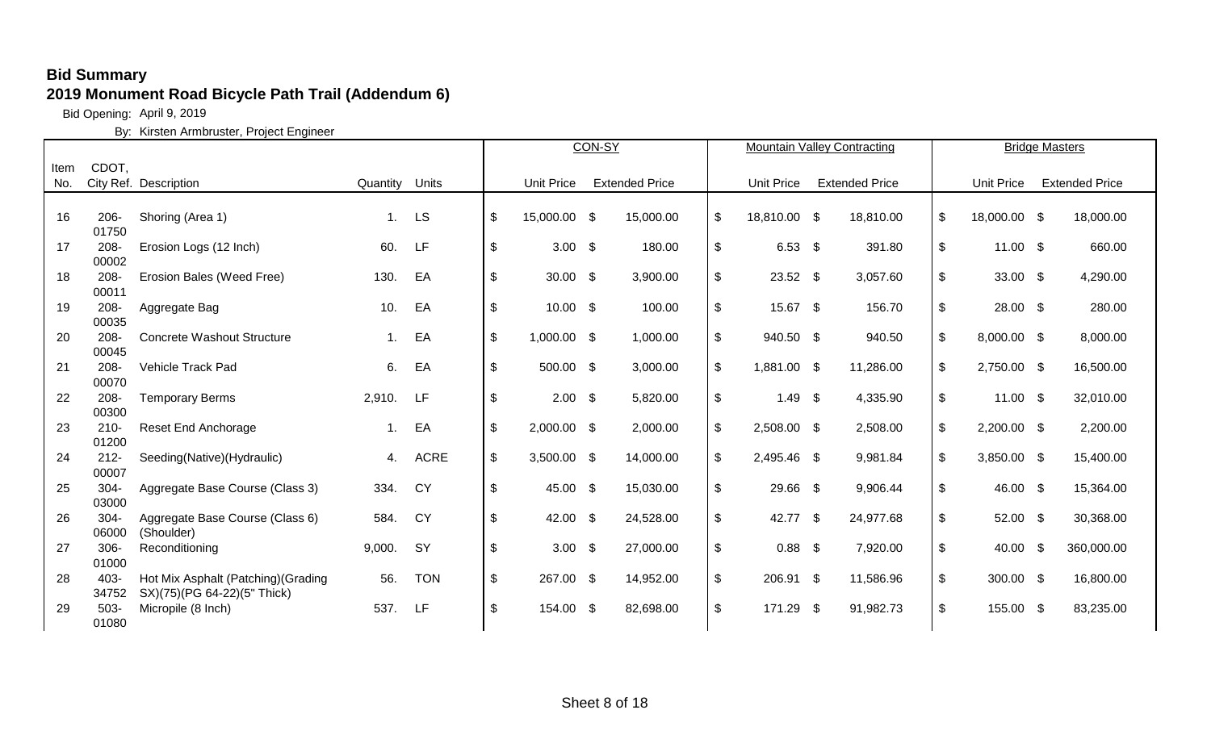**Bid Summary**

**2019 Monument Road Bicycle Path Trail (Addendum 6)**

Bid Opening: April 9, 2019

By: Kirsten Armbruster, Project Engineer

| Item No. | CDOT, City Ref. | Description | Quantity | Units | CON-SY Unit Price | CON-SY Extended Price | Mountain Valley Contracting Unit Price | Mountain Valley Contracting Extended Price | Bridge Masters Unit Price | Bridge Masters Extended Price |
|---|---|---|---|---|---|---|---|---|---|---|
| 16 | 206-01750 | Shoring (Area 1) | 1. | LS | $ 15,000.00 | $ 15,000.00 | $ 18,810.00 | $ 18,810.00 | $ 18,000.00 | $ 18,000.00 |
| 17 | 208-00002 | Erosion Logs (12 Inch) | 60. | LF | $ 3.00 | $ 180.00 | $ 6.53 | $ 391.80 | $ 11.00 | $ 660.00 |
| 18 | 208-00011 | Erosion Bales (Weed Free) | 130. | EA | $ 30.00 | $ 3,900.00 | $ 23.52 | $ 3,057.60 | $ 33.00 | $ 4,290.00 |
| 19 | 208-00035 | Aggregate Bag | 10. | EA | $ 10.00 | $ 100.00 | $ 15.67 | $ 156.70 | $ 28.00 | $ 280.00 |
| 20 | 208-00045 | Concrete Washout Structure | 1. | EA | $ 1,000.00 | $ 1,000.00 | $ 940.50 | $ 940.50 | $ 8,000.00 | $ 8,000.00 |
| 21 | 208-00070 | Vehicle Track Pad | 6. | EA | $ 500.00 | $ 3,000.00 | $ 1,881.00 | $ 11,286.00 | $ 2,750.00 | $ 16,500.00 |
| 22 | 208-00300 | Temporary Berms | 2,910. | LF | $ 2.00 | $ 5,820.00 | $ 1.49 | $ 4,335.90 | $ 11.00 | $ 32,010.00 |
| 23 | 210-01200 | Reset End Anchorage | 1. | EA | $ 2,000.00 | $ 2,000.00 | $ 2,508.00 | $ 2,508.00 | $ 2,200.00 | $ 2,200.00 |
| 24 | 212-00007 | Seeding(Native)(Hydraulic) | 4. | ACRE | $ 3,500.00 | $ 14,000.00 | $ 2,495.46 | $ 9,981.84 | $ 3,850.00 | $ 15,400.00 |
| 25 | 304-03000 | Aggregate Base Course (Class 3) | 334. | CY | $ 45.00 | $ 15,030.00 | $ 29.66 | $ 9,906.44 | $ 46.00 | $ 15,364.00 |
| 26 | 304-06000 | Aggregate Base Course (Class 6) (Shoulder) | 584. | CY | $ 42.00 | $ 24,528.00 | $ 42.77 | $ 24,977.68 | $ 52.00 | $ 30,368.00 |
| 27 | 306-01000 | Reconditioning | 9,000. | SY | $ 3.00 | $ 27,000.00 | $ 0.88 | $ 7,920.00 | $ 40.00 | $ 360,000.00 |
| 28 | 403-34752 | Hot Mix Asphalt (Patching)(Grading SX)(75)(PG 64-22)(5" Thick) | 56. | TON | $ 267.00 | $ 14,952.00 | $ 206.91 | $ 11,586.96 | $ 300.00 | $ 16,800.00 |
| 29 | 503-01080 | Micropile (8 Inch) | 537. | LF | $ 154.00 | $ 82,698.00 | $ 171.29 | $ 91,982.73 | $ 155.00 | $ 83,235.00 |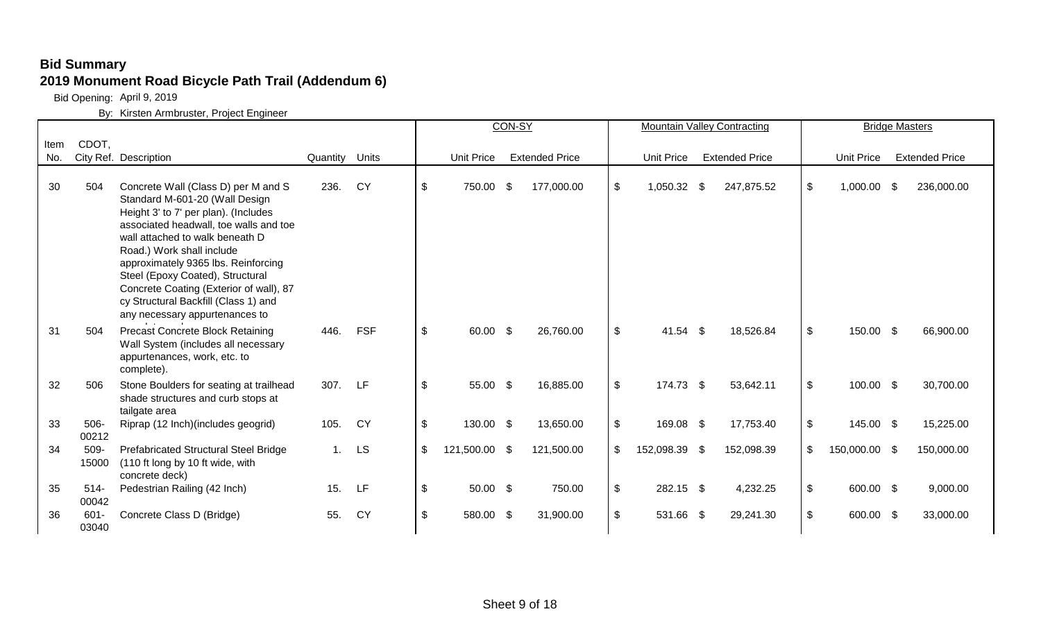**Bid Summary**

**2019 Monument Road Bicycle Path Trail (Addendum 6)**

Bid Opening: April 9, 2019

By: Kirsten Armbruster, Project Engineer

| Item No. | CDOT, City Ref. | Description | Quantity | Units | CON-SY Unit Price | CON-SY Extended Price | Mountain Valley Contracting Unit Price | Mountain Valley Contracting Extended Price | Bridge Masters Unit Price | Bridge Masters Extended Price |
|---|---|---|---|---|---|---|---|---|---|---|
| 30 | 504 | Concrete Wall (Class D) per M and S Standard M-601-20 (Wall Design Height 3' to 7' per plan). (Includes associated headwall, toe walls and toe wall attached to walk beneath D Road.) Work shall include approximately 9365 lbs. Reinforcing Steel (Epoxy Coated), Structural Concrete Coating (Exterior of wall), 87 cy Structural Backfill (Class 1) and any necessary appurtenances to | 236. | CY | $ 750.00 | $ 177,000.00 | $ 1,050.32 | $ 247,875.52 | $ 1,000.00 | $ 236,000.00 |
| 31 | 504 | Precast Concrete Block Retaining Wall System (includes all necessary appurtenances, work, etc. to complete). | 446. | FSF | $ 60.00 | $ 26,760.00 | $ 41.54 | $ 18,526.84 | $ 150.00 | $ 66,900.00 |
| 32 | 506 | Stone Boulders for seating at trailhead shade structures and curb stops at tailgate area | 307. | LF | $ 55.00 | $ 16,885.00 | $ 174.73 | $ 53,642.11 | $ 100.00 | $ 30,700.00 |
| 33 | 506-00212 | Riprap (12 Inch)(includes geogrid) | 105. | CY | $ 130.00 | $ 13,650.00 | $ 169.08 | $ 17,753.40 | $ 145.00 | $ 15,225.00 |
| 34 | 509-15000 | Prefabricated Structural Steel Bridge (110 ft long by 10 ft wide, with concrete deck) | 1. | LS | $ 121,500.00 | $ 121,500.00 | $ 152,098.39 | $ 152,098.39 | $ 150,000.00 | $ 150,000.00 |
| 35 | 514-00042 | Pedestrian Railing (42 Inch) | 15. | LF | $ 50.00 | $ 750.00 | $ 282.15 | $ 4,232.25 | $ 600.00 | $ 9,000.00 |
| 36 | 601-03040 | Concrete Class D (Bridge) | 55. | CY | $ 580.00 | $ 31,900.00 | $ 531.66 | $ 29,241.30 | $ 600.00 | $ 33,000.00 |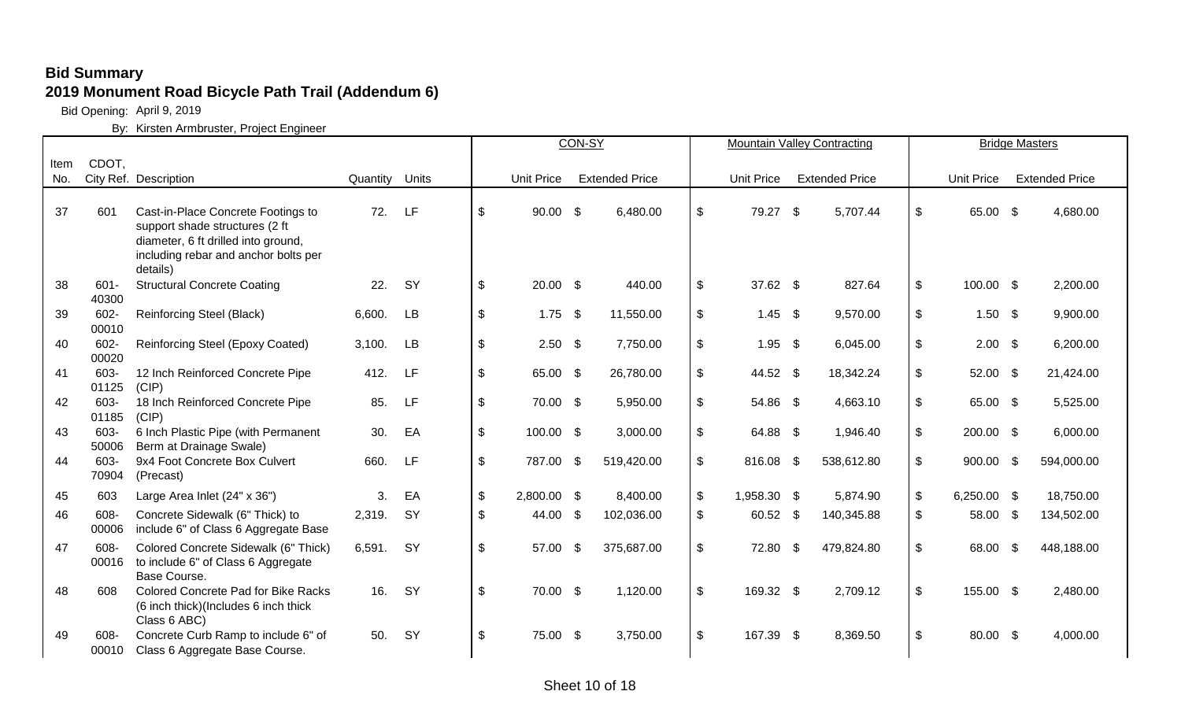**Bid Summary**

**2019 Monument Road Bicycle Path Trail (Addendum 6)**

Bid Opening: April 9, 2019

By: Kirsten Armbruster, Project Engineer

| Item No. | CDOT, City Ref. | Description | Quantity | Units | CON-SY Unit Price | CON-SY Extended Price | Mountain Valley Contracting Unit Price | Mountain Valley Contracting Extended Price | Bridge Masters Unit Price | Bridge Masters Extended Price |
|---|---|---|---|---|---|---|---|---|---|---|
| 37 | 601 | Cast-in-Place Concrete Footings to support shade structures (2 ft diameter, 6 ft drilled into ground, including rebar and anchor bolts per details) | 72. | LF | $ 90.00 | $ 6,480.00 | $ 79.27 | $ 5,707.44 | $ 65.00 | $ 4,680.00 |
| 38 | 601-40300 | Structural Concrete Coating | 22. | SY | $ 20.00 | $ 440.00 | $ 37.62 | $ 827.64 | $ 100.00 | $ 2,200.00 |
| 39 | 602-00010 | Reinforcing Steel (Black) | 6,600. | LB | $ 1.75 | $ 11,550.00 | $ 1.45 | $ 9,570.00 | $ 1.50 | $ 9,900.00 |
| 40 | 602-00020 | Reinforcing Steel (Epoxy Coated) | 3,100. | LB | $ 2.50 | $ 7,750.00 | $ 1.95 | $ 6,045.00 | $ 2.00 | $ 6,200.00 |
| 41 | 603-01125 | 12 Inch Reinforced Concrete Pipe (CIP) | 412. | LF | $ 65.00 | $ 26,780.00 | $ 44.52 | $ 18,342.24 | $ 52.00 | $ 21,424.00 |
| 42 | 603-01185 | 18 Inch Reinforced Concrete Pipe (CIP) | 85. | LF | $ 70.00 | $ 5,950.00 | $ 54.86 | $ 4,663.10 | $ 65.00 | $ 5,525.00 |
| 43 | 603-50006 | 6 Inch Plastic Pipe (with Permanent Berm at Drainage Swale) | 30. | EA | $ 100.00 | $ 3,000.00 | $ 64.88 | $ 1,946.40 | $ 200.00 | $ 6,000.00 |
| 44 | 603-70904 | 9x4 Foot Concrete Box Culvert (Precast) | 660. | LF | $ 787.00 | $ 519,420.00 | $ 816.08 | $ 538,612.80 | $ 900.00 | $ 594,000.00 |
| 45 | 603 | Large Area Inlet (24" x 36") | 3. | EA | $ 2,800.00 | $ 8,400.00 | $ 1,958.30 | $ 5,874.90 | $ 6,250.00 | $ 18,750.00 |
| 46 | 608-00006 | Concrete Sidewalk (6" Thick) to include 6" of Class 6 Aggregate Base | 2,319. | SY | $ 44.00 | $ 102,036.00 | $ 60.52 | $ 140,345.88 | $ 58.00 | $ 134,502.00 |
| 47 | 608-00016 | Colored Concrete Sidewalk (6" Thick) to include 6" of Class 6 Aggregate Base Course. | 6,591. | SY | $ 57.00 | $ 375,687.00 | $ 72.80 | $ 479,824.80 | $ 68.00 | $ 448,188.00 |
| 48 | 608 | Colored Concrete Pad for Bike Racks (6 inch thick)(Includes 6 inch thick Class 6 ABC) | 16. | SY | $ 70.00 | $ 1,120.00 | $ 169.32 | $ 2,709.12 | $ 155.00 | $ 2,480.00 |
| 49 | 608-00010 | Concrete Curb Ramp to include 6" of Class 6 Aggregate Base Course. | 50. | SY | $ 75.00 | $ 3,750.00 | $ 167.39 | $ 8,369.50 | $ 80.00 | $ 4,000.00 |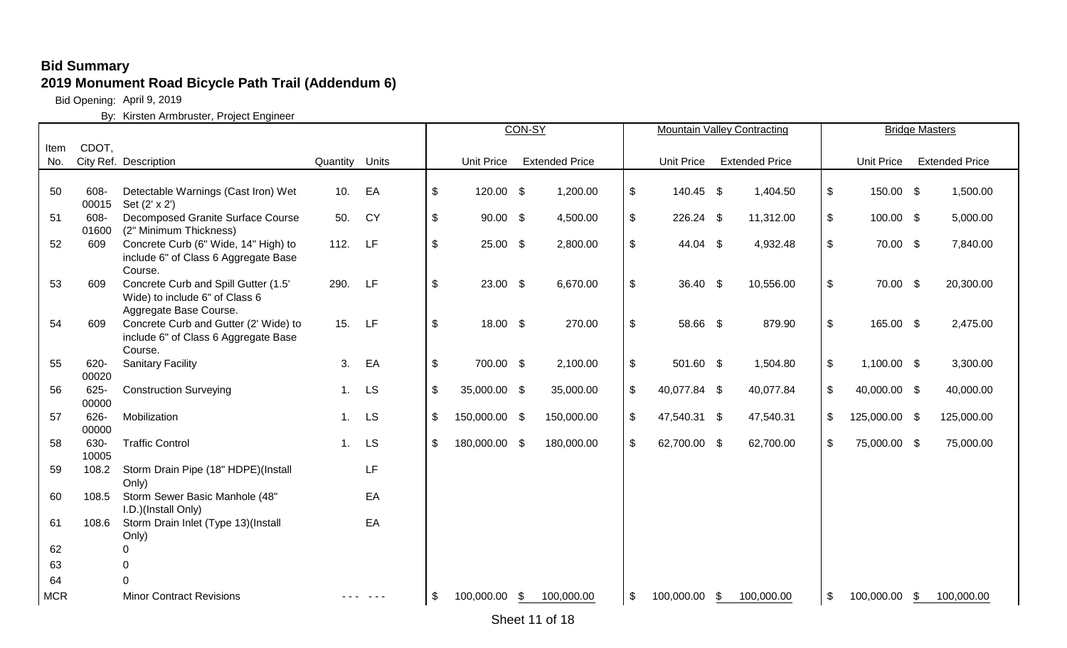## Bid Summary

## 2019 Monument Road Bicycle Path Trail (Addendum 6)

Bid Opening: April 9, 2019

By: Kirsten Armbruster, Project Engineer

| | | | | | CON-SY | | Mountain Valley Contracting | | Bridge Masters | |
|---|---|---|---|---|---|---|---|---|---|---|
| Item No. | CDOT, City Ref. | Description | Quantity | Units | Unit Price | Extended Price | Unit Price | Extended Price | Unit Price | Extended Price |
| 50 | 608-00015 | Detectable Warnings (Cast Iron) Wet Set (2' x 2') | 10. | EA | $ 120.00 | $ 1,200.00 | $ 140.45 | $ 1,404.50 | $ 150.00 | $ 1,500.00 |
| 51 | 608-01600 | Decomposed Granite Surface Course (2" Minimum Thickness) | 50. | CY | $ 90.00 | $ 4,500.00 | $ 226.24 | $ 11,312.00 | $ 100.00 | $ 5,000.00 |
| 52 | 609 | Concrete Curb (6" Wide, 14" High) to include 6" of Class 6 Aggregate Base Course. | 112. | LF | $ 25.00 | $ 2,800.00 | $ 44.04 | $ 4,932.48 | $ 70.00 | $ 7,840.00 |
| 53 | 609 | Concrete Curb and Spill Gutter (1.5' Wide) to include 6" of Class 6 Aggregate Base Course. | 290. | LF | $ 23.00 | $ 6,670.00 | $ 36.40 | $ 10,556.00 | $ 70.00 | $ 20,300.00 |
| 54 | 609 | Concrete Curb and Gutter (2' Wide) to include 6" of Class 6 Aggregate Base Course. | 15. | LF | $ 18.00 | $ 270.00 | $ 58.66 | $ 879.90 | $ 165.00 | $ 2,475.00 |
| 55 | 620-00020 | Sanitary Facility | 3. | EA | $ 700.00 | $ 2,100.00 | $ 501.60 | $ 1,504.80 | $ 1,100.00 | $ 3,300.00 |
| 56 | 625-00000 | Construction Surveying | 1. | LS | $ 35,000.00 | $ 35,000.00 | $ 40,077.84 | $ 40,077.84 | $ 40,000.00 | $ 40,000.00 |
| 57 | 626-00000 | Mobilization | 1. | LS | $ 150,000.00 | $ 150,000.00 | $ 47,540.31 | $ 47,540.31 | $ 125,000.00 | $ 125,000.00 |
| 58 | 630-10005 | Traffic Control | 1. | LS | $ 180,000.00 | $ 180,000.00 | $ 62,700.00 | $ 62,700.00 | $ 75,000.00 | $ 75,000.00 |
| 59 | 108.2 | Storm Drain Pipe (18" HDPE)(Install Only) | | LF | | | | | | |
| 60 | 108.5 | Storm Sewer Basic Manhole (48" I.D.)(Install Only) | | EA | | | | | | |
| 61 | 108.6 | Storm Drain Inlet (Type 13)(Install Only) | | EA | | | | | | |
| 62 | | 0 | | | | | | | | |
| 63 | | 0 | | | | | | | | |
| 64 | | 0 | | | | | | | | |
| MCR | | Minor Contract Revisions | --- | --- | $ 100,000.00 | $ 100,000.00 | $ 100,000.00 | $ 100,000.00 | $ 100,000.00 | $ 100,000.00 |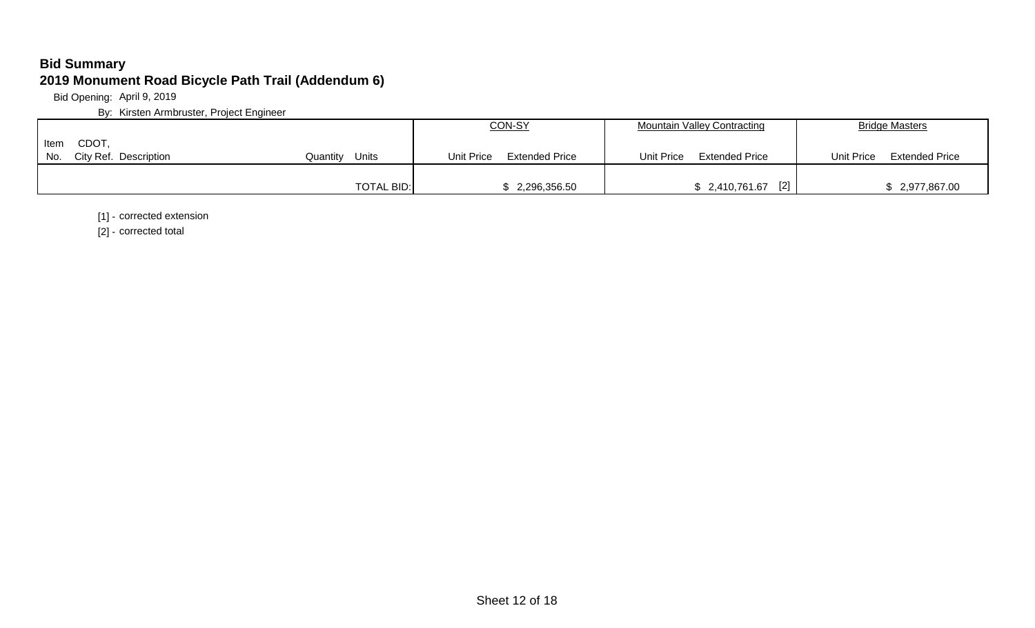**Bid Summary**

**2019 Monument Road Bicycle Path Trail (Addendum 6)**

Bid Opening: April 9, 2019

By: Kirsten Armbruster, Project Engineer

| Item No. | CDOT, City Ref. | Description | Quantity | Units | CON-SY | | Mountain Valley Contracting | | Bridge Masters | |
|---|---|---|---|---|---|---|---|---|---|---|
| | | | | | Unit Price | Extended Price | Unit Price | Extended Price | Unit Price | Extended Price |
| | | | | TOTAL BID: | | $ 2,296,356.50 | | $ 2,410,761.67 [2] | | $ 2,977,867.00 |

[1] - corrected extension

[2] - corrected total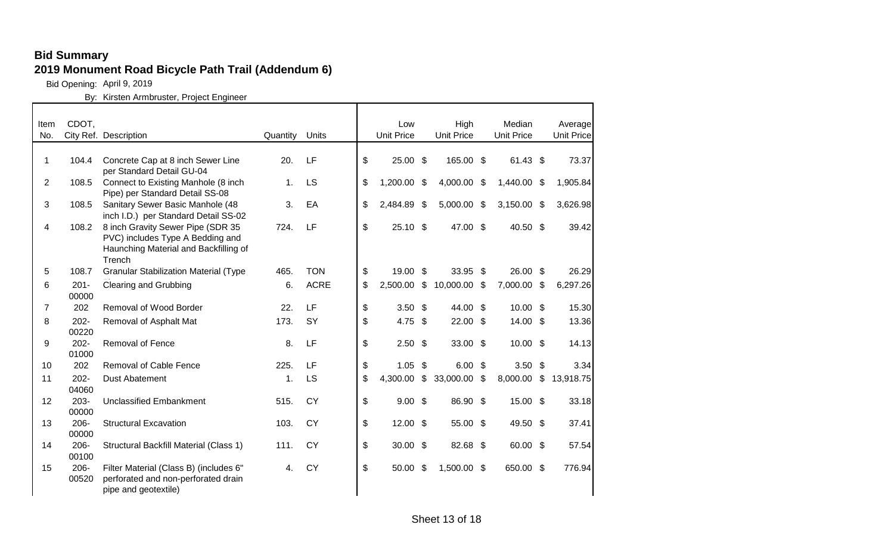**Bid Summary**

**2019 Monument Road Bicycle Path Trail (Addendum 6)**

Bid Opening: April 9, 2019

By: Kirsten Armbruster, Project Engineer

| Item No. | CDOT, City Ref. | Description | Quantity | Units | Low Unit Price | High Unit Price | Median Unit Price | Average Unit Price |
|---|---|---|---|---|---|---|---|---|
| 1 | 104.4 | Concrete Cap at 8 inch Sewer Line per Standard Detail GU-04 | 20. | LF | $ 25.00 | $ 165.00 | $ 61.43 | $ 73.37 |
| 2 | 108.5 | Connect to Existing Manhole (8 inch Pipe) per Standard Detail SS-08 | 1. | LS | $ 1,200.00 | $ 4,000.00 | $ 1,440.00 | $ 1,905.84 |
| 3 | 108.5 | Sanitary Sewer Basic Manhole (48 inch I.D.) per Standard Detail SS-02 | 3. | EA | $ 2,484.89 | $ 5,000.00 | $ 3,150.00 | $ 3,626.98 |
| 4 | 108.2 | 8 inch Gravity Sewer Pipe (SDR 35 PVC) includes Type A Bedding and Haunching Material and Backfilling of Trench | 724. | LF | $ 25.10 | $ 47.00 | $ 40.50 | $ 39.42 |
| 5 | 108.7 | Granular Stabilization Material (Type | 465. | TON | $ 19.00 | $ 33.95 | $ 26.00 | $ 26.29 |
| 6 | 201-00000 | Clearing and Grubbing | 6. | ACRE | $ 2,500.00 | $ 10,000.00 | $ 7,000.00 | $ 6,297.26 |
| 7 | 202 | Removal of Wood Border | 22. | LF | $ 3.50 | $ 44.00 | $ 10.00 | $ 15.30 |
| 8 | 202-00220 | Removal of Asphalt Mat | 173. | SY | $ 4.75 | $ 22.00 | $ 14.00 | $ 13.36 |
| 9 | 202-01000 | Removal of Fence | 8. | LF | $ 2.50 | $ 33.00 | $ 10.00 | $ 14.13 |
| 10 | 202 | Removal of Cable Fence | 225. | LF | $ 1.05 | $ 6.00 | $ 3.50 | $ 3.34 |
| 11 | 202-04060 | Dust Abatement | 1. | LS | $ 4,300.00 | $ 33,000.00 | $ 8,000.00 | $ 13,918.75 |
| 12 | 203-00000 | Unclassified Embankment | 515. | CY | $ 9.00 | $ 86.90 | $ 15.00 | $ 33.18 |
| 13 | 206-00000 | Structural Excavation | 103. | CY | $ 12.00 | $ 55.00 | $ 49.50 | $ 37.41 |
| 14 | 206-00100 | Structural Backfill Material (Class 1) | 111. | CY | $ 30.00 | $ 82.68 | $ 60.00 | $ 57.54 |
| 15 | 206-00520 | Filter Material (Class B) (includes 6" perforated and non-perforated drain pipe and geotextile) | 4. | CY | $ 50.00 | $ 1,500.00 | $ 650.00 | $ 776.94 |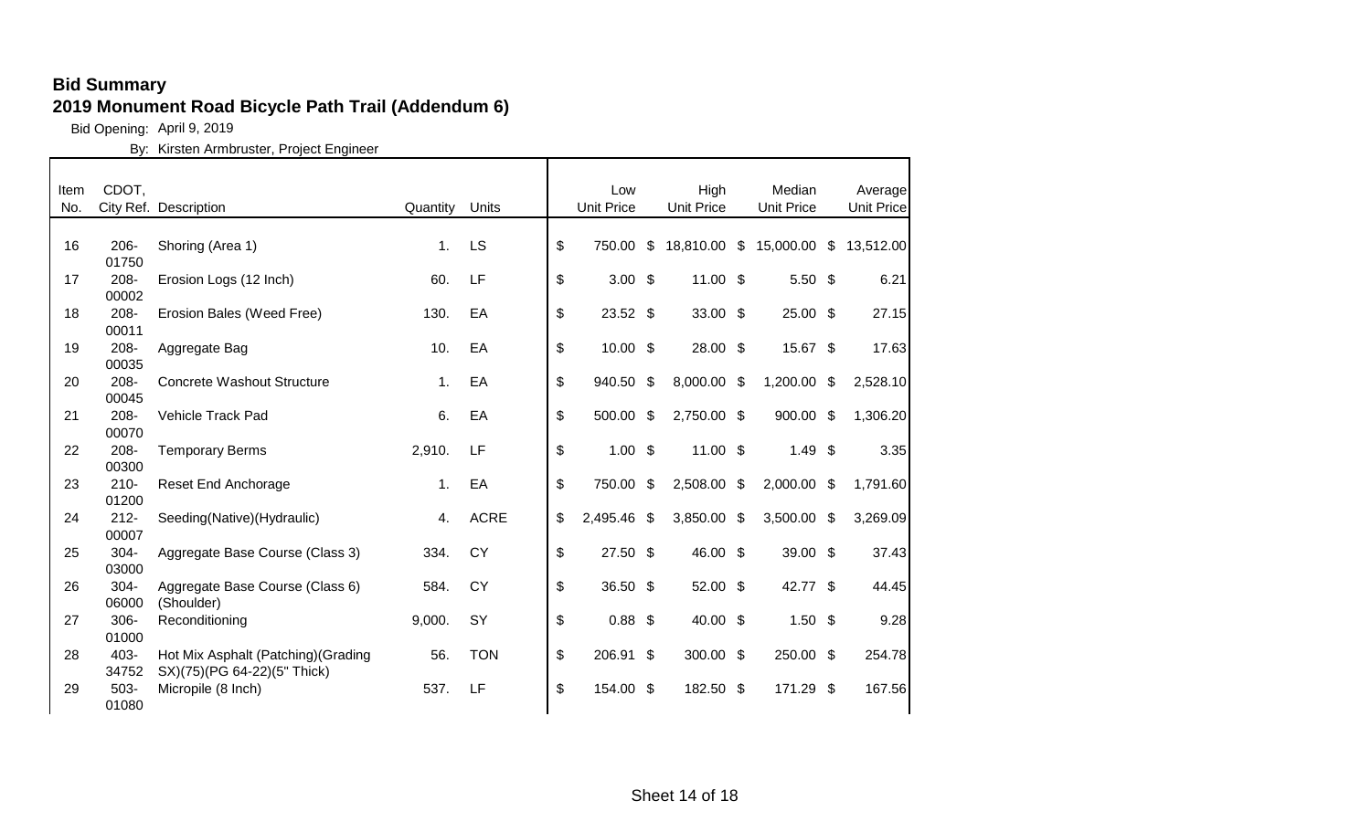## Bid Summary

## 2019 Monument Road Bicycle Path Trail (Addendum 6)

Bid Opening: April 9, 2019

By: Kirsten Armbruster, Project Engineer

| Item No. | CDOT, City Ref. | Description | Quantity | Units | Low Unit Price | High Unit Price | Median Unit Price | Average Unit Price |
|---|---|---|---|---|---|---|---|---|
| 16 | 206-01750 | Shoring (Area 1) | 1. | LS | $ 750.00 | $ 18,810.00 | $ 15,000.00 | $ 13,512.00 |
| 17 | 208-00002 | Erosion Logs (12 Inch) | 60. | LF | $ 3.00 | $ 11.00 | $ 5.50 | $ 6.21 |
| 18 | 208-00011 | Erosion Bales (Weed Free) | 130. | EA | $ 23.52 | $ 33.00 | $ 25.00 | $ 27.15 |
| 19 | 208-00035 | Aggregate Bag | 10. | EA | $ 10.00 | $ 28.00 | $ 15.67 | $ 17.63 |
| 20 | 208-00045 | Concrete Washout Structure | 1. | EA | $ 940.50 | $ 8,000.00 | $ 1,200.00 | $ 2,528.10 |
| 21 | 208-00070 | Vehicle Track Pad | 6. | EA | $ 500.00 | $ 2,750.00 | $ 900.00 | $ 1,306.20 |
| 22 | 208-00300 | Temporary Berms | 2,910. | LF | $ 1.00 | $ 11.00 | $ 1.49 | $ 3.35 |
| 23 | 210-01200 | Reset End Anchorage | 1. | EA | $ 750.00 | $ 2,508.00 | $ 2,000.00 | $ 1,791.60 |
| 24 | 212-00007 | Seeding(Native)(Hydraulic) | 4. | ACRE | $ 2,495.46 | $ 3,850.00 | $ 3,500.00 | $ 3,269.09 |
| 25 | 304-03000 | Aggregate Base Course (Class 3) | 334. | CY | $ 27.50 | $ 46.00 | $ 39.00 | $ 37.43 |
| 26 | 304-06000 | Aggregate Base Course (Class 6) (Shoulder) | 584. | CY | $ 36.50 | $ 52.00 | $ 42.77 | $ 44.45 |
| 27 | 306-01000 | Reconditioning | 9,000. | SY | $ 0.88 | $ 40.00 | $ 1.50 | $ 9.28 |
| 28 | 403-34752 | Hot Mix Asphalt (Patching)(Grading SX)(75)(PG 64-22)(5" Thick) | 56. | TON | $ 206.91 | $ 300.00 | $ 250.00 | $ 254.78 |
| 29 | 503-01080 | Micropile (8 Inch) | 537. | LF | $ 154.00 | $ 182.50 | $ 171.29 | $ 167.56 |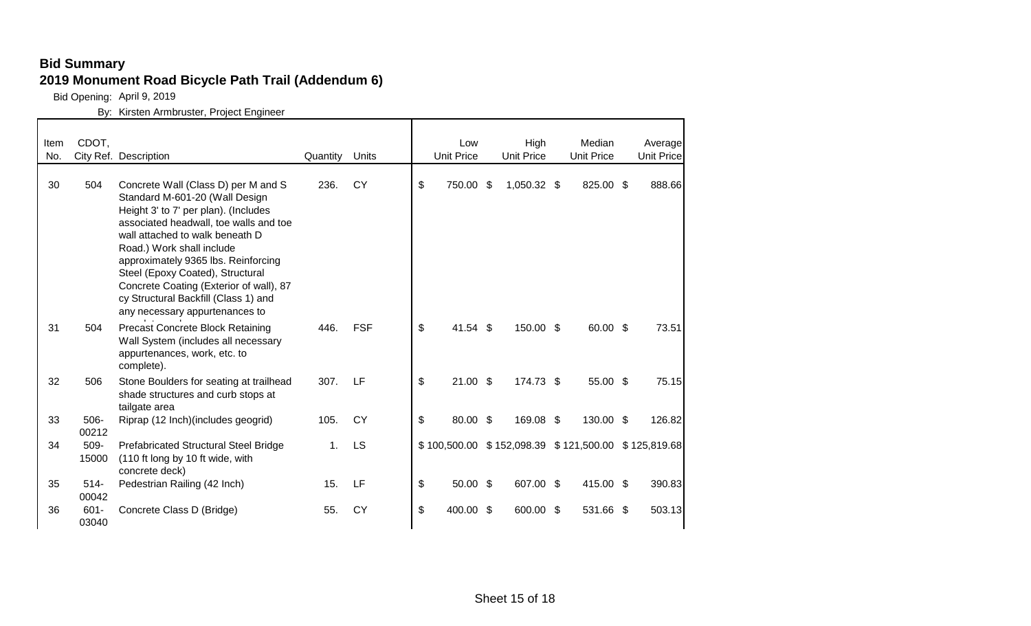**Bid Summary**

**2019 Monument Road Bicycle Path Trail (Addendum 6)**

Bid Opening: April 9, 2019

By: Kirsten Armbruster, Project Engineer

| Item No. | CDOT, City Ref. | Description | Quantity | Units | Low Unit Price | High Unit Price | Median Unit Price | Average Unit Price |
|---|---|---|---|---|---|---|---|---|
| 30 | 504 | Concrete Wall (Class D) per M and S Standard M-601-20 (Wall Design Height 3' to 7' per plan). (Includes associated headwall, toe walls and toe wall attached to walk beneath D Road.) Work shall include approximately 9365 lbs. Reinforcing Steel (Epoxy Coated), Structural Concrete Coating (Exterior of wall), 87 cy Structural Backfill (Class 1) and any necessary appurtenances to | 236. | CY | $ 750.00 | $ 1,050.32 | $ 825.00 | $ 888.66 |
| 31 | 504 | Precast Concrete Block Retaining Wall System (includes all necessary appurtenances, work, etc. to complete). | 446. | FSF | $ 41.54 | $ 150.00 | $ 60.00 | $ 73.51 |
| 32 | 506 | Stone Boulders for seating at trailhead shade structures and curb stops at tailgate area | 307. | LF | $ 21.00 | $ 174.73 | $ 55.00 | $ 75.15 |
| 33 | 506-00212 | Riprap (12 Inch)(includes geogrid) | 105. | CY | $ 80.00 | $ 169.08 | $ 130.00 | $ 126.82 |
| 34 | 509-15000 | Prefabricated Structural Steel Bridge (110 ft long by 10 ft wide, with concrete deck) | 1. | LS | $ 100,500.00 | $ 152,098.39 | $ 121,500.00 | $ 125,819.68 |
| 35 | 514-00042 | Pedestrian Railing (42 Inch) | 15. | LF | $ 50.00 | $ 607.00 | $ 415.00 | $ 390.83 |
| 36 | 601-03040 | Concrete Class D (Bridge) | 55. | CY | $ 400.00 | $ 600.00 | $ 531.66 | $ 503.13 |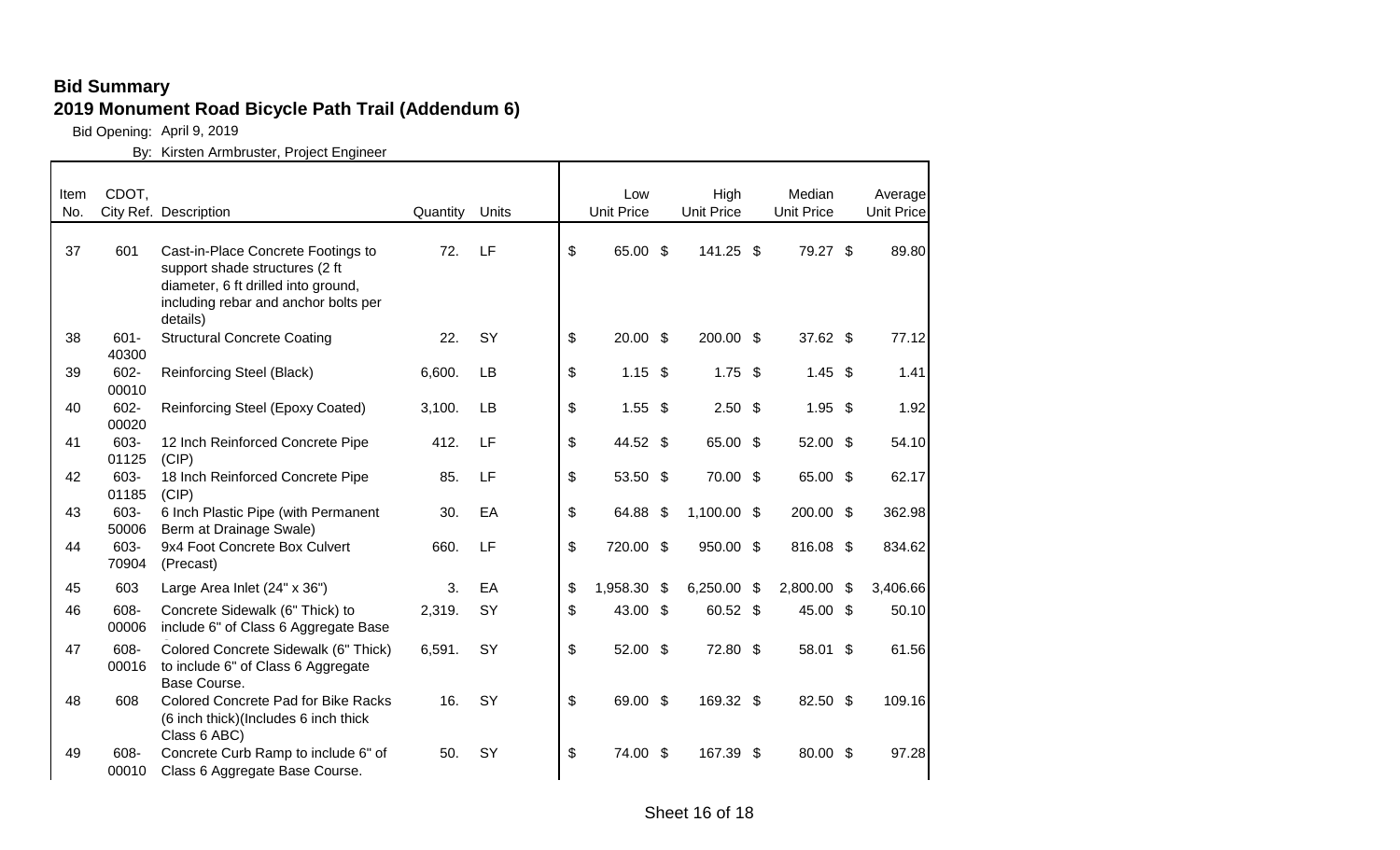# Bid Summary

## 2019 Monument Road Bicycle Path Trail (Addendum 6)

Bid Opening: April 9, 2019

By: Kirsten Armbruster, Project Engineer

| Item No. | CDOT, City Ref. | Description | Quantity | Units | Low Unit Price | High Unit Price | Median Unit Price | Average Unit Price |
|---|---|---|---|---|---|---|---|---|
| 37 | 601 | Cast-in-Place Concrete Footings to support shade structures (2 ft diameter, 6 ft drilled into ground, including rebar and anchor bolts per details) | 72. | LF | $ 65.00 | $ 141.25 | $ 79.27 | $ 89.80 |
| 38 | 601-40300 | Structural Concrete Coating | 22. | SY | $ 20.00 | $ 200.00 | $ 37.62 | $ 77.12 |
| 39 | 602-00010 | Reinforcing Steel (Black) | 6,600. | LB | $ 1.15 | $ 1.75 | $ 1.45 | $ 1.41 |
| 40 | 602-00020 | Reinforcing Steel (Epoxy Coated) | 3,100. | LB | $ 1.55 | $ 2.50 | $ 1.95 | $ 1.92 |
| 41 | 603-01125 | 12 Inch Reinforced Concrete Pipe (CIP) | 412. | LF | $ 44.52 | $ 65.00 | $ 52.00 | $ 54.10 |
| 42 | 603-01185 | 18 Inch Reinforced Concrete Pipe (CIP) | 85. | LF | $ 53.50 | $ 70.00 | $ 65.00 | $ 62.17 |
| 43 | 603-50006 | 6 Inch Plastic Pipe (with Permanent Berm at Drainage Swale) | 30. | EA | $ 64.88 | $ 1,100.00 | $ 200.00 | $ 362.98 |
| 44 | 603-70904 | 9x4 Foot Concrete Box Culvert (Precast) | 660. | LF | $ 720.00 | $ 950.00 | $ 816.08 | $ 834.62 |
| 45 | 603 | Large Area Inlet (24" x 36") | 3. | EA | $ 1,958.30 | $ 6,250.00 | $ 2,800.00 | $ 3,406.66 |
| 46 | 608-00006 | Concrete Sidewalk (6" Thick) to include 6" of Class 6 Aggregate Base | 2,319. | SY | $ 43.00 | $ 60.52 | $ 45.00 | $ 50.10 |
| 47 | 608-00016 | Colored Concrete Sidewalk (6" Thick) to include 6" of Class 6 Aggregate Base Course. | 6,591. | SY | $ 52.00 | $ 72.80 | $ 58.01 | $ 61.56 |
| 48 | 608 | Colored Concrete Pad for Bike Racks (6 inch thick)(Includes 6 inch thick Class 6 ABC) | 16. | SY | $ 69.00 | $ 169.32 | $ 82.50 | $ 109.16 |
| 49 | 608-00010 | Concrete Curb Ramp to include 6" of Class 6 Aggregate Base Course. | 50. | SY | $ 74.00 | $ 167.39 | $ 80.00 | $ 97.28 |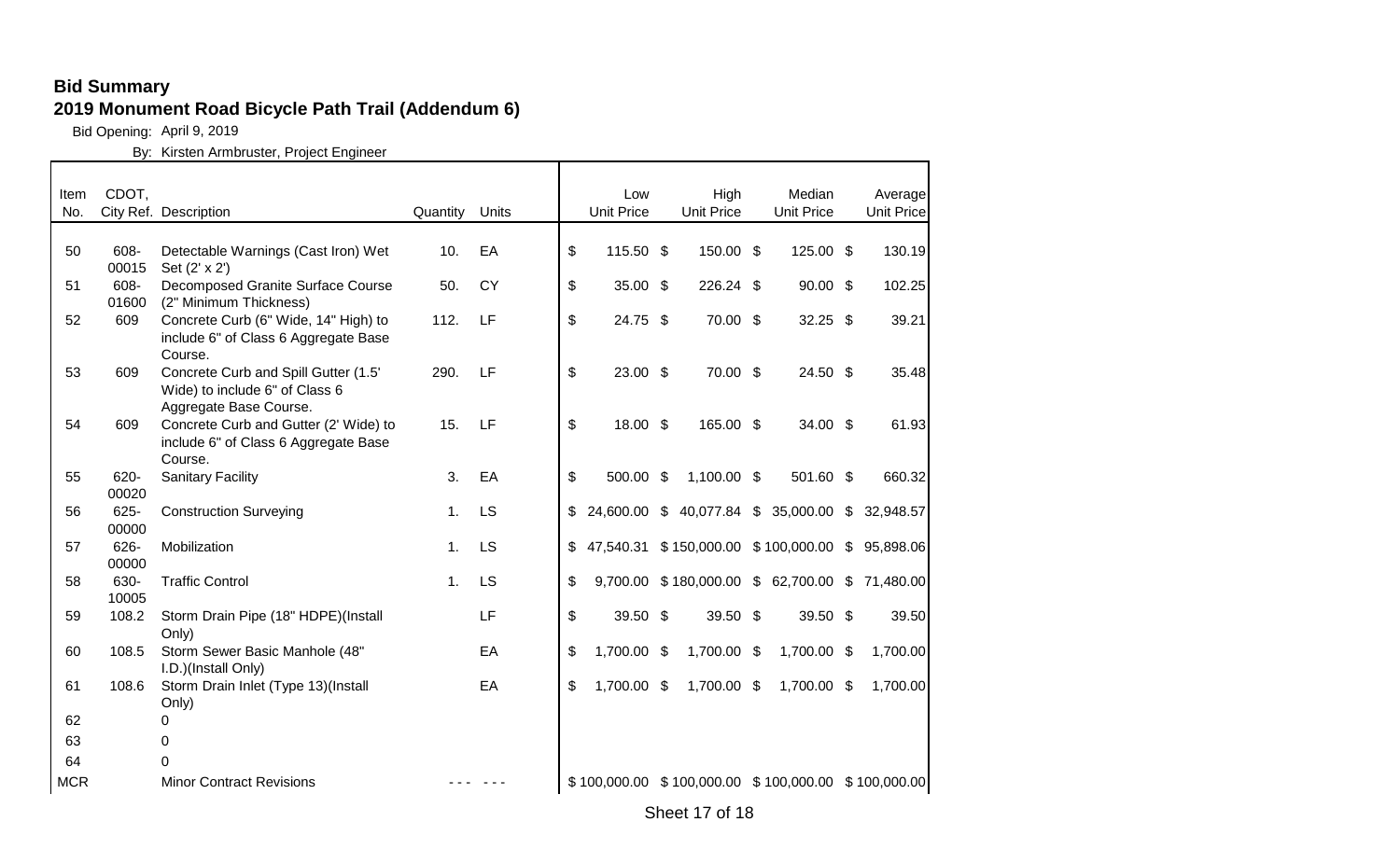## Bid Summary

## 2019 Monument Road Bicycle Path Trail (Addendum 6)

Bid Opening: April 9, 2019

By: Kirsten Armbruster, Project Engineer

| Item No. | CDOT, City Ref. | Description | Quantity | Units | Low Unit Price | High Unit Price | Median Unit Price | Average Unit Price |
|---|---|---|---|---|---|---|---|---|
| 50 | 608-00015 | Detectable Warnings (Cast Iron) Wet Set (2' x 2') | 10. | EA | $ 115.50 | $ 150.00 | $ 125.00 | $ 130.19 |
| 51 | 608-01600 | Decomposed Granite Surface Course (2" Minimum Thickness) | 50. | CY | $ 35.00 | $ 226.24 | $ 90.00 | $ 102.25 |
| 52 | 609 | Concrete Curb (6" Wide, 14" High) to include 6" of Class 6 Aggregate Base Course. | 112. | LF | $ 24.75 | $ 70.00 | $ 32.25 | $ 39.21 |
| 53 | 609 | Concrete Curb and Spill Gutter (1.5' Wide) to include 6" of Class 6 Aggregate Base Course. | 290. | LF | $ 23.00 | $ 70.00 | $ 24.50 | $ 35.48 |
| 54 | 609 | Concrete Curb and Gutter (2' Wide) to include 6" of Class 6 Aggregate Base Course. | 15. | LF | $ 18.00 | $ 165.00 | $ 34.00 | $ 61.93 |
| 55 | 620-00020 | Sanitary Facility | 3. | EA | $ 500.00 | $ 1,100.00 | $ 501.60 | $ 660.32 |
| 56 | 625-00000 | Construction Surveying | 1. | LS | $ 24,600.00 | $ 40,077.84 | $ 35,000.00 | $ 32,948.57 |
| 57 | 626-00000 | Mobilization | 1. | LS | $ 47,540.31 | $ 150,000.00 | $ 100,000.00 | $ 95,898.06 |
| 58 | 630-10005 | Traffic Control | 1. | LS | $ 9,700.00 | $ 180,000.00 | $ 62,700.00 | $ 71,480.00 |
| 59 | 108.2 | Storm Drain Pipe (18" HDPE)(Install Only) | | LF | $ 39.50 | $ 39.50 | $ 39.50 | $ 39.50 |
| 60 | 108.5 | Storm Sewer Basic Manhole (48" I.D.)(Install Only) | | EA | $ 1,700.00 | $ 1,700.00 | $ 1,700.00 | $ 1,700.00 |
| 61 | 108.6 | Storm Drain Inlet (Type 13)(Install Only) | | EA | $ 1,700.00 | $ 1,700.00 | $ 1,700.00 | $ 1,700.00 |
| 62 | | 0 | | | | | | |
| 63 | | 0 | | | | | | |
| 64 | | 0 | | | | | | |
| MCR | | Minor Contract Revisions | --- | --- | $ 100,000.00 | $ 100,000.00 | $ 100,000.00 | $ 100,000.00 |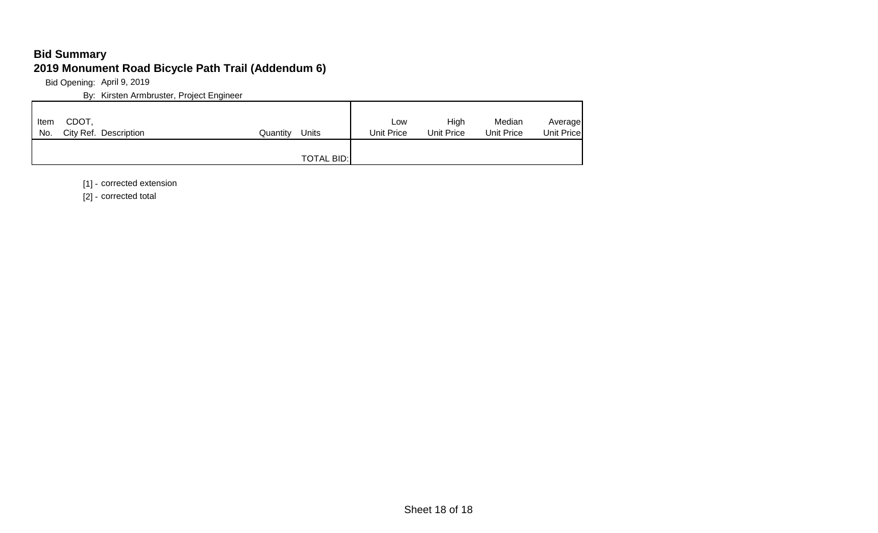**Bid Summary**

**2019 Monument Road Bicycle Path Trail (Addendum 6)**

Bid Opening: April 9, 2019

By: Kirsten Armbruster, Project Engineer

| Item No. | CDOT, City Ref. | Description | Quantity | Units | Low Unit Price | High Unit Price | Median Unit Price | Average Unit Price |
|---|---|---|---|---|---|---|---|---|
| | | | | TOTAL BID: | | | | |

[1] - corrected extension

[2] - corrected total